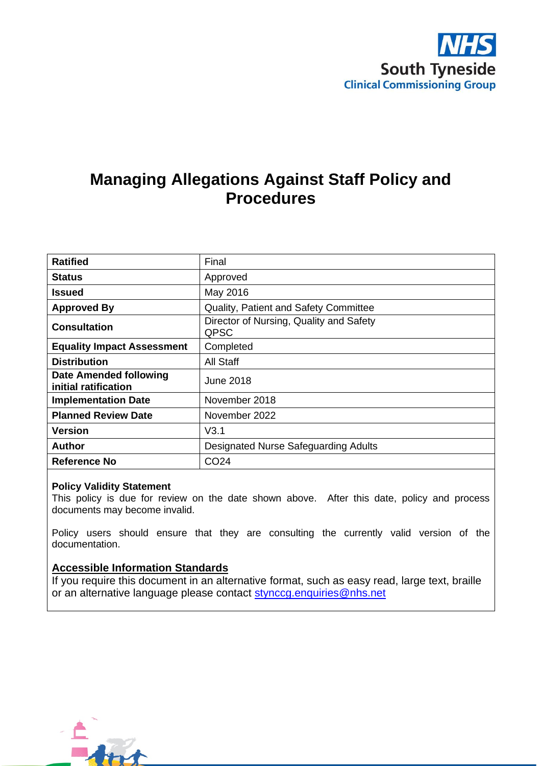NHS
South Tyneside
Clinical Commissioning Group

# Managing Allegations Against Staff Policy and Procedures

| | |
|---|---|
| **Ratified** | Final |
| **Status** | Approved |
| **Issued** | May 2016 |
| **Approved By** | Quality, Patient and Safety Committee |
| **Consultation** | Director of Nursing, Quality and Safety<br>QPSC |
| **Equality Impact Assessment** | Completed |
| **Distribution** | All Staff |
| **Date Amended following initial ratification** | June 2018 |
| **Implementation Date** | November 2018 |
| **Planned Review Date** | November 2022 |
| **Version** | V3.1 |
| **Author** | Designated Nurse Safeguarding Adults |
| **Reference No** | CO24 |

**Policy Validity Statement**
This policy is due for review on the date shown above. After this date, policy and process documents may become invalid.

Policy users should ensure that they are consulting the currently valid version of the documentation.

**Accessible Information Standards**
If you require this document in an alternative format, such as easy read, large text, braille or an alternative language please contact stynccg.enquiries@nhs.net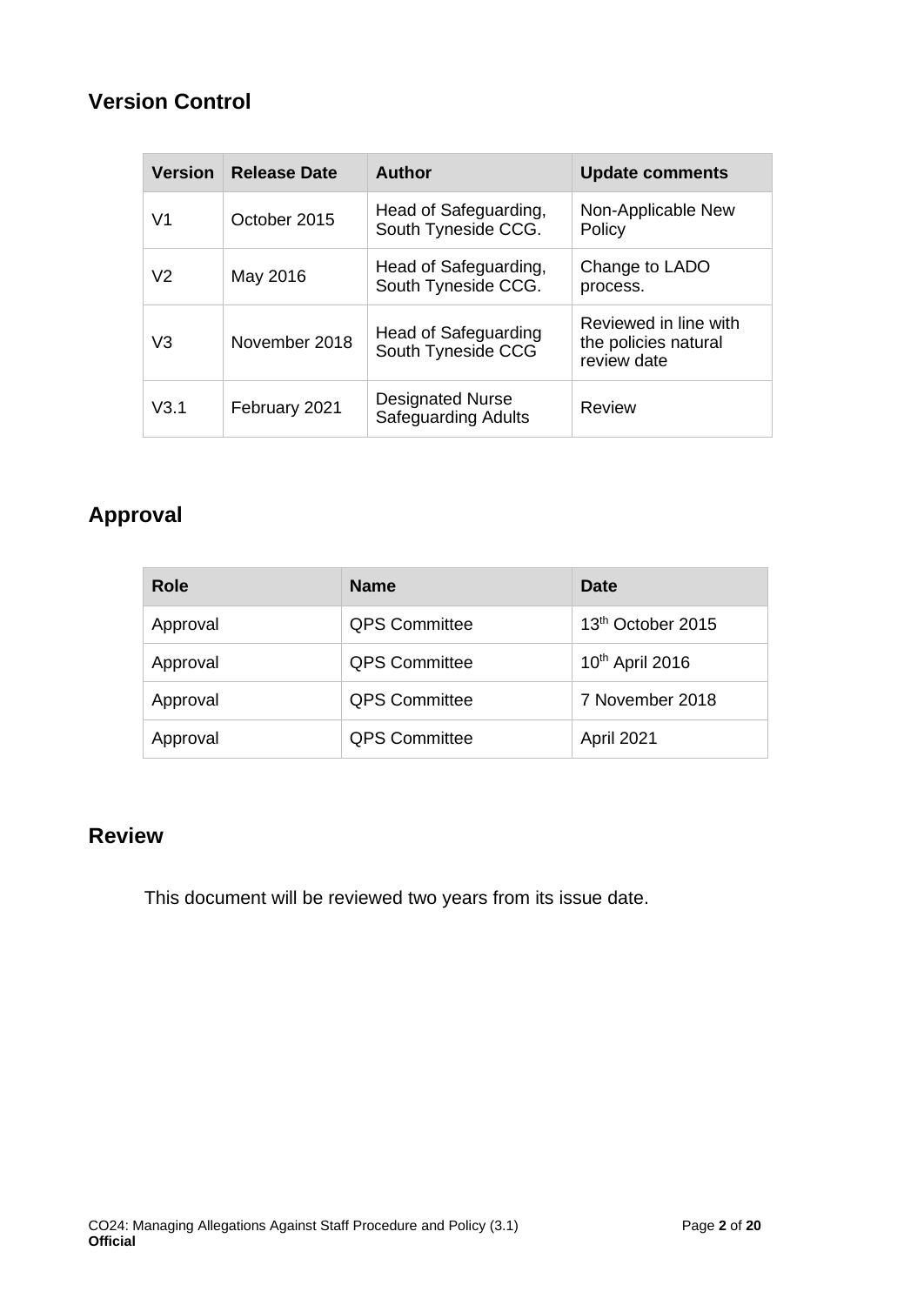## Version Control

| Version | Release Date | Author | Update comments |
|---|---|---|---|
| V1 | October 2015 | Head of Safeguarding, South Tyneside CCG. | Non-Applicable New Policy |
| V2 | May 2016 | Head of Safeguarding, South Tyneside CCG. | Change to LADO process. |
| V3 | November 2018 | Head of Safeguarding South Tyneside CCG | Reviewed in line with the policies natural review date |
| V3.1 | February 2021 | Designated Nurse Safeguarding Adults | Review |

## Approval

| Role | Name | Date |
|---|---|---|
| Approval | QPS Committee | 13th October 2015 |
| Approval | QPS Committee | 10th April 2016 |
| Approval | QPS Committee | 7 November 2018 |
| Approval | QPS Committee | April 2021 |

## Review

This document will be reviewed two years from its issue date.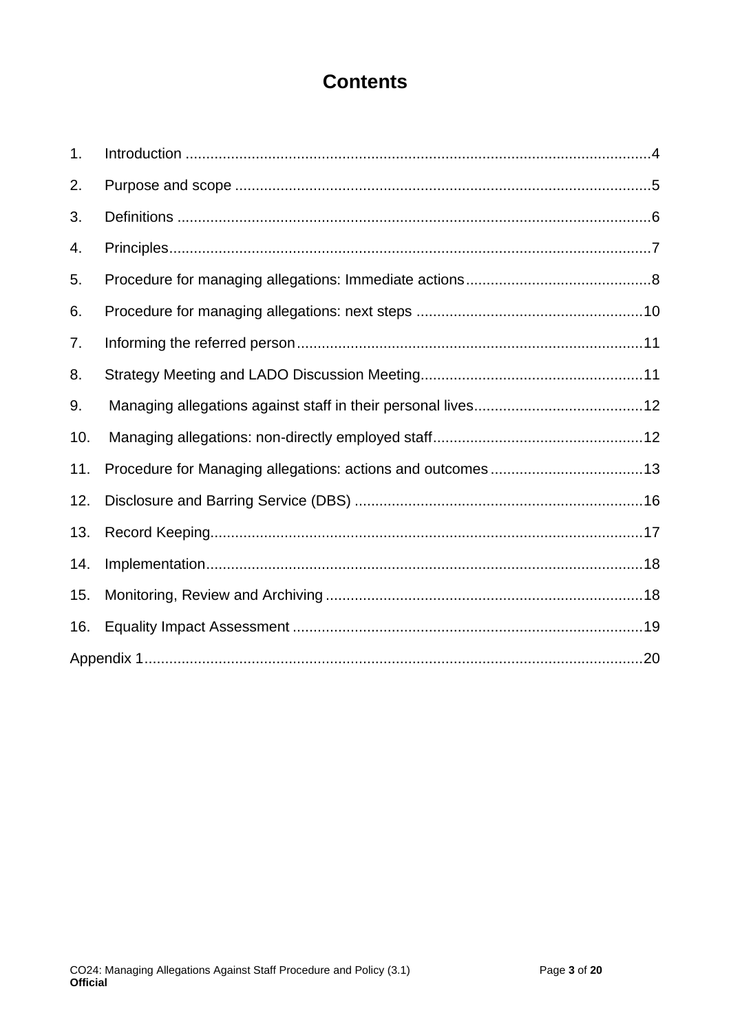# Contents

1. Introduction ....................................................................................................4
2. Purpose and scope ...........................................................................................5
3. Definitions ......................................................................................................6
4. Principles.........................................................................................................7
5. Procedure for managing allegations: Immediate actions.....................................8
6. Procedure for managing allegations: next steps ................................................10
7. Informing the referred person...........................................................................11
8. Strategy Meeting and LADO Discussion Meeting................................................11
9. Managing allegations against staff in their personal lives..................................12
10. Managing allegations: non-directly employed staff...........................................12
11. Procedure for Managing allegations: actions and outcomes..............................13
12. Disclosure and Barring Service (DBS) ..............................................................16
13. Record Keeping...............................................................................................17
14. Implementation................................................................................................18
15. Monitoring, Review and Archiving ....................................................................18
16. Equality Impact Assessment ............................................................................19

Appendix 1..........................................................................................................20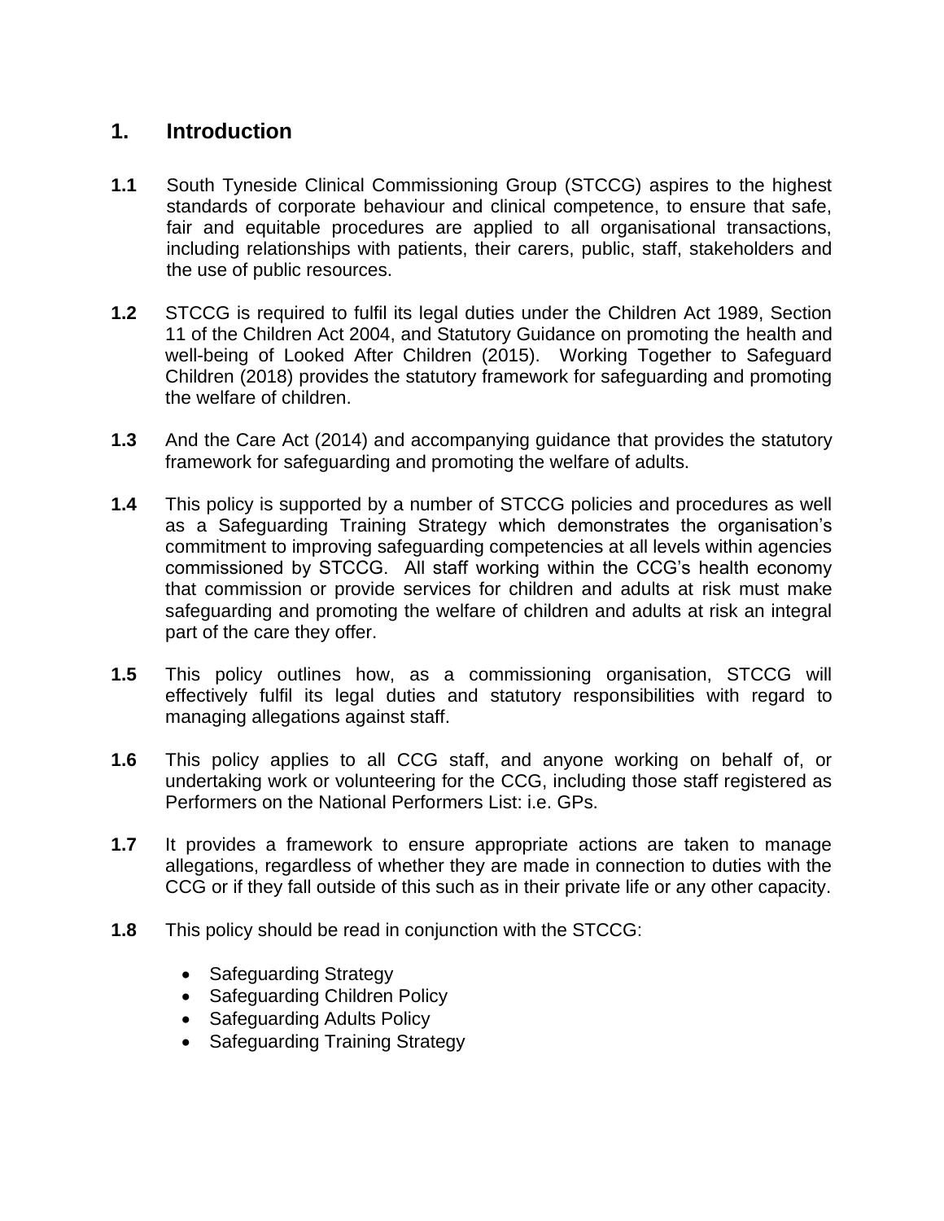# 1. Introduction

**1.1** South Tyneside Clinical Commissioning Group (STCCG) aspires to the highest standards of corporate behaviour and clinical competence, to ensure that safe, fair and equitable procedures are applied to all organisational transactions, including relationships with patients, their carers, public, staff, stakeholders and the use of public resources.

**1.2** STCCG is required to fulfil its legal duties under the Children Act 1989, Section 11 of the Children Act 2004, and Statutory Guidance on promoting the health and well-being of Looked After Children (2015). Working Together to Safeguard Children (2018) provides the statutory framework for safeguarding and promoting the welfare of children.

**1.3** And the Care Act (2014) and accompanying guidance that provides the statutory framework for safeguarding and promoting the welfare of adults.

**1.4** This policy is supported by a number of STCCG policies and procedures as well as a Safeguarding Training Strategy which demonstrates the organisation's commitment to improving safeguarding competencies at all levels within agencies commissioned by STCCG. All staff working within the CCG's health economy that commission or provide services for children and adults at risk must make safeguarding and promoting the welfare of children and adults at risk an integral part of the care they offer.

**1.5** This policy outlines how, as a commissioning organisation, STCCG will effectively fulfil its legal duties and statutory responsibilities with regard to managing allegations against staff.

**1.6** This policy applies to all CCG staff, and anyone working on behalf of, or undertaking work or volunteering for the CCG, including those staff registered as Performers on the National Performers List: i.e. GPs.

**1.7** It provides a framework to ensure appropriate actions are taken to manage allegations, regardless of whether they are made in connection to duties with the CCG or if they fall outside of this such as in their private life or any other capacity.

**1.8** This policy should be read in conjunction with the STCCG:

- Safeguarding Strategy
- Safeguarding Children Policy
- Safeguarding Adults Policy
- Safeguarding Training Strategy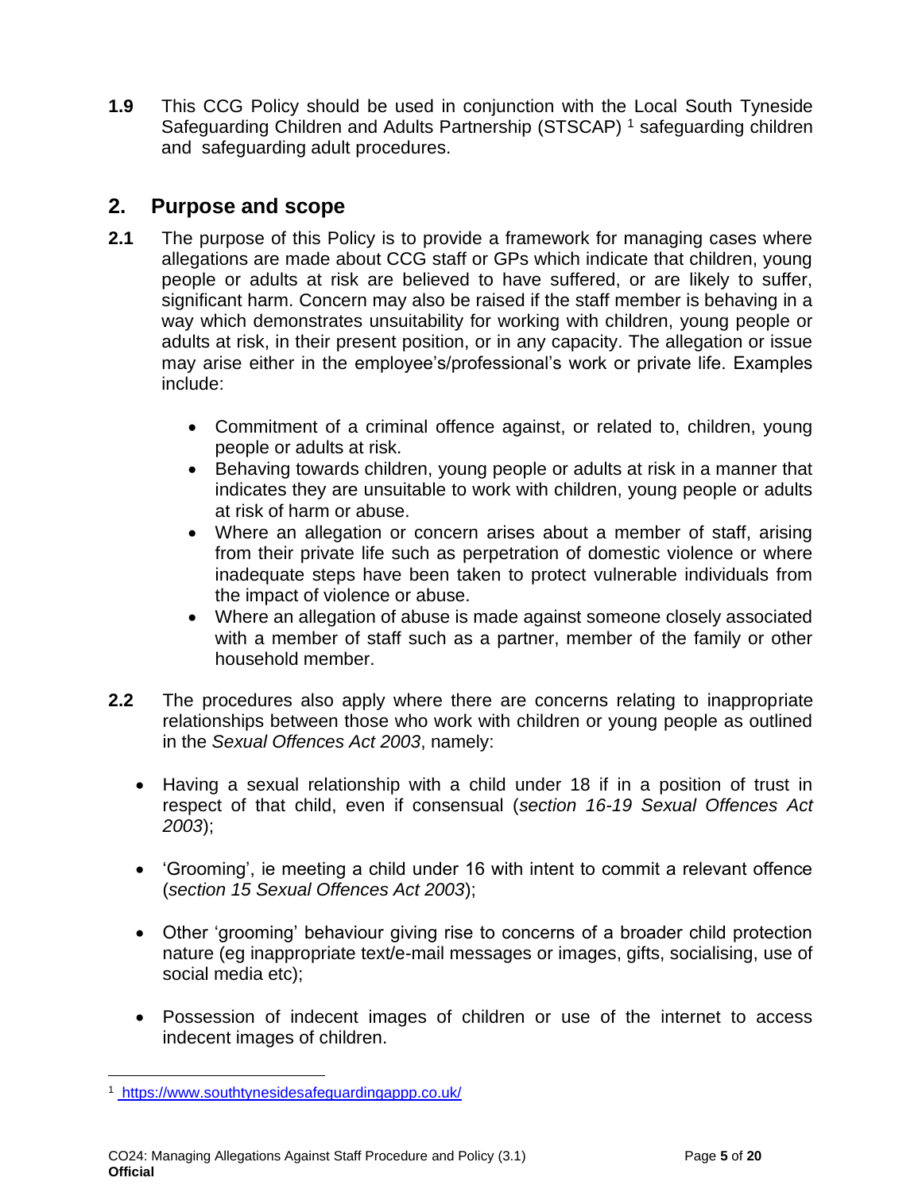**1.9** This CCG Policy should be used in conjunction with the Local South Tyneside Safeguarding Children and Adults Partnership (STSCAP) [1] safeguarding children and safeguarding adult procedures.

## 2. Purpose and scope

**2.1** The purpose of this Policy is to provide a framework for managing cases where allegations are made about CCG staff or GPs which indicate that children, young people or adults at risk are believed to have suffered, or are likely to suffer, significant harm. Concern may also be raised if the staff member is behaving in a way which demonstrates unsuitability for working with children, young people or adults at risk, in their present position, or in any capacity. The allegation or issue may arise either in the employee's/professional's work or private life. Examples include:

- Commitment of a criminal offence against, or related to, children, young people or adults at risk.
- Behaving towards children, young people or adults at risk in a manner that indicates they are unsuitable to work with children, young people or adults at risk of harm or abuse.
- Where an allegation or concern arises about a member of staff, arising from their private life such as perpetration of domestic violence or where inadequate steps have been taken to protect vulnerable individuals from the impact of violence or abuse.
- Where an allegation of abuse is made against someone closely associated with a member of staff such as a partner, member of the family or other household member.

**2.2** The procedures also apply where there are concerns relating to inappropriate relationships between those who work with children or young people as outlined in the *Sexual Offences Act 2003*, namely:

- Having a sexual relationship with a child under 18 if in a position of trust in respect of that child, even if consensual (*section 16-19 Sexual Offences Act 2003*);

- 'Grooming', ie meeting a child under 16 with intent to commit a relevant offence (*section 15 Sexual Offences Act 2003*);

- Other 'grooming' behaviour giving rise to concerns of a broader child protection nature (eg inappropriate text/e-mail messages or images, gifts, socialising, use of social media etc);

- Possession of indecent images of children or use of the internet to access indecent images of children.

---

[1] https://www.southtynesidesafeguardingappp.co.uk/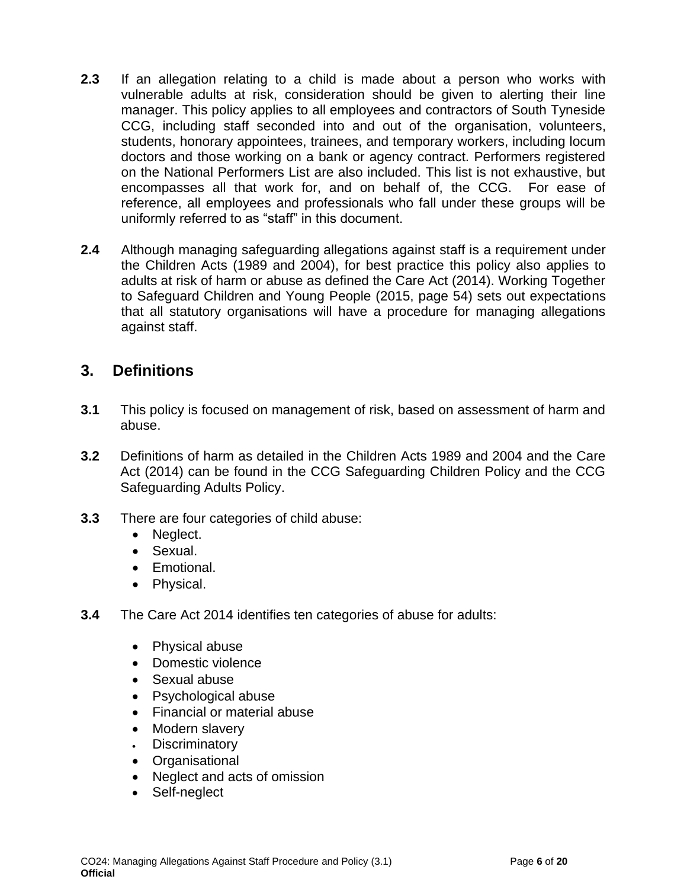**2.3** If an allegation relating to a child is made about a person who works with vulnerable adults at risk, consideration should be given to alerting their line manager. This policy applies to all employees and contractors of South Tyneside CCG, including staff seconded into and out of the organisation, volunteers, students, honorary appointees, trainees, and temporary workers, including locum doctors and those working on a bank or agency contract. Performers registered on the National Performers List are also included. This list is not exhaustive, but encompasses all that work for, and on behalf of, the CCG. For ease of reference, all employees and professionals who fall under these groups will be uniformly referred to as "staff" in this document.

**2.4** Although managing safeguarding allegations against staff is a requirement under the Children Acts (1989 and 2004), for best practice this policy also applies to adults at risk of harm or abuse as defined the Care Act (2014). Working Together to Safeguard Children and Young People (2015, page 54) sets out expectations that all statutory organisations will have a procedure for managing allegations against staff.

## 3. Definitions

**3.1** This policy is focused on management of risk, based on assessment of harm and abuse.

**3.2** Definitions of harm as detailed in the Children Acts 1989 and 2004 and the Care Act (2014) can be found in the CCG Safeguarding Children Policy and the CCG Safeguarding Adults Policy.

**3.3** There are four categories of child abuse:

- Neglect.
- Sexual.
- Emotional.
- Physical.

**3.4** The Care Act 2014 identifies ten categories of abuse for adults:

- Physical abuse
- Domestic violence
- Sexual abuse
- Psychological abuse
- Financial or material abuse
- Modern slavery
- Discriminatory
- Organisational
- Neglect and acts of omission
- Self-neglect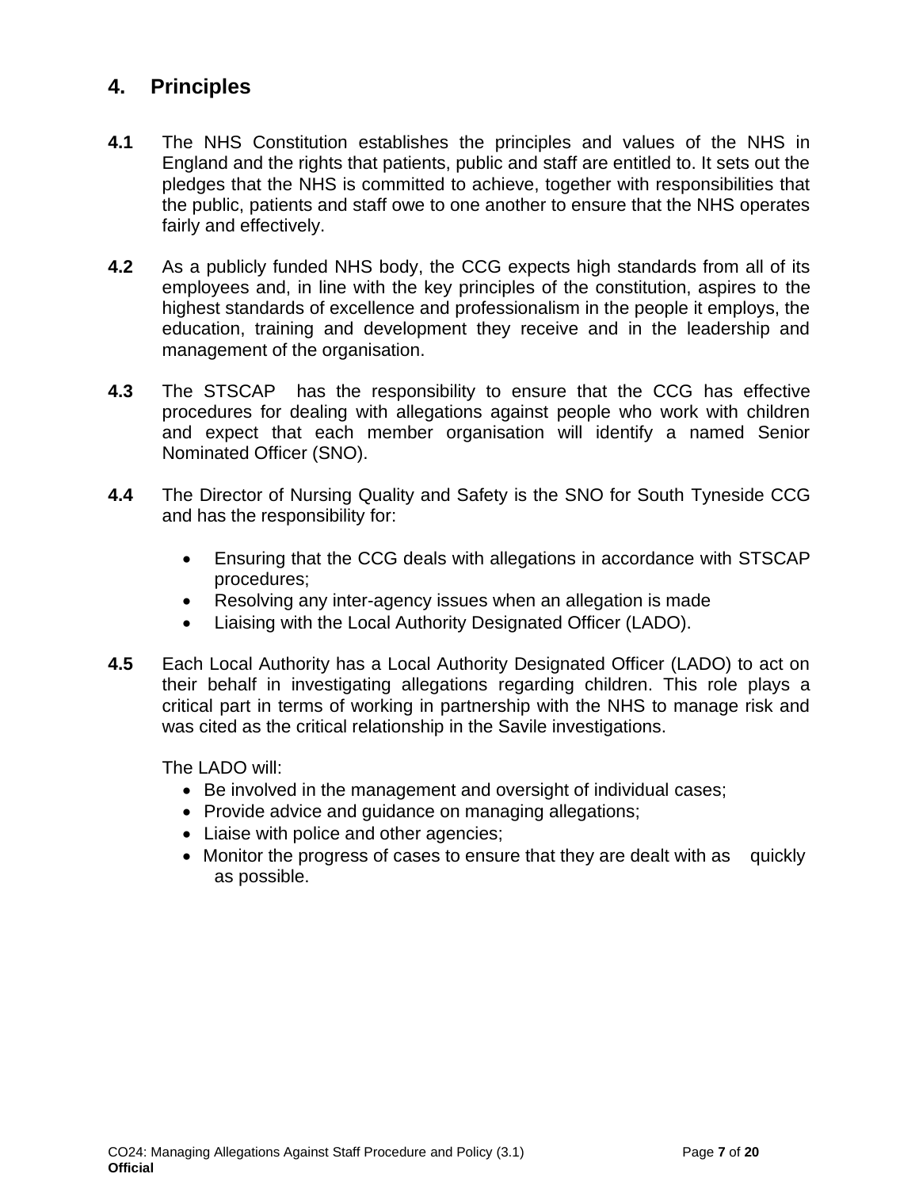## 4. Principles

**4.1** The NHS Constitution establishes the principles and values of the NHS in England and the rights that patients, public and staff are entitled to. It sets out the pledges that the NHS is committed to achieve, together with responsibilities that the public, patients and staff owe to one another to ensure that the NHS operates fairly and effectively.

**4.2** As a publicly funded NHS body, the CCG expects high standards from all of its employees and, in line with the key principles of the constitution, aspires to the highest standards of excellence and professionalism in the people it employs, the education, training and development they receive and in the leadership and management of the organisation.

**4.3** The STSCAP has the responsibility to ensure that the CCG has effective procedures for dealing with allegations against people who work with children and expect that each member organisation will identify a named Senior Nominated Officer (SNO).

**4.4** The Director of Nursing Quality and Safety is the SNO for South Tyneside CCG and has the responsibility for:

- Ensuring that the CCG deals with allegations in accordance with STSCAP procedures;
- Resolving any inter-agency issues when an allegation is made
- Liaising with the Local Authority Designated Officer (LADO).

**4.5** Each Local Authority has a Local Authority Designated Officer (LADO) to act on their behalf in investigating allegations regarding children. This role plays a critical part in terms of working in partnership with the NHS to manage risk and was cited as the critical relationship in the Savile investigations.

The LADO will:

- Be involved in the management and oversight of individual cases;
- Provide advice and guidance on managing allegations;
- Liaise with police and other agencies;
- Monitor the progress of cases to ensure that they are dealt with as quickly as possible.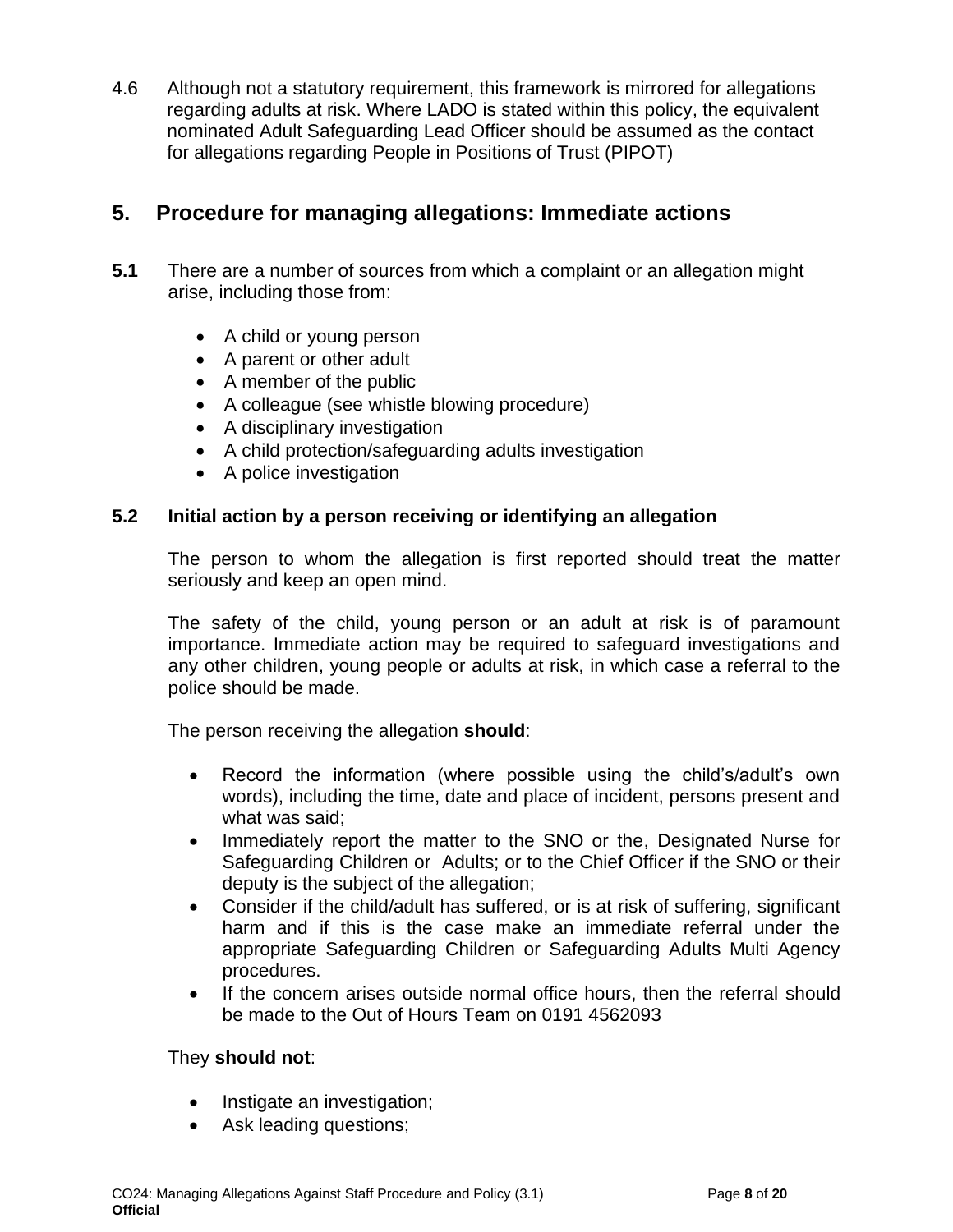4.6 Although not a statutory requirement, this framework is mirrored for allegations regarding adults at risk. Where LADO is stated within this policy, the equivalent nominated Adult Safeguarding Lead Officer should be assumed as the contact for allegations regarding People in Positions of Trust (PIPOT)

## 5. Procedure for managing allegations: Immediate actions

**5.1** There are a number of sources from which a complaint or an allegation might arise, including those from:

- A child or young person
- A parent or other adult
- A member of the public
- A colleague (see whistle blowing procedure)
- A disciplinary investigation
- A child protection/safeguarding adults investigation
- A police investigation

**5.2 Initial action by a person receiving or identifying an allegation**

The person to whom the allegation is first reported should treat the matter seriously and keep an open mind.

The safety of the child, young person or an adult at risk is of paramount importance. Immediate action may be required to safeguard investigations and any other children, young people or adults at risk, in which case a referral to the police should be made.

The person receiving the allegation **should**:

- Record the information (where possible using the child's/adult's own words), including the time, date and place of incident, persons present and what was said;
- Immediately report the matter to the SNO or the, Designated Nurse for Safeguarding Children or Adults; or to the Chief Officer if the SNO or their deputy is the subject of the allegation;
- Consider if the child/adult has suffered, or is at risk of suffering, significant harm and if this is the case make an immediate referral under the appropriate Safeguarding Children or Safeguarding Adults Multi Agency procedures.
- If the concern arises outside normal office hours, then the referral should be made to the Out of Hours Team on 0191 4562093

They **should not**:

- Instigate an investigation;
- Ask leading questions;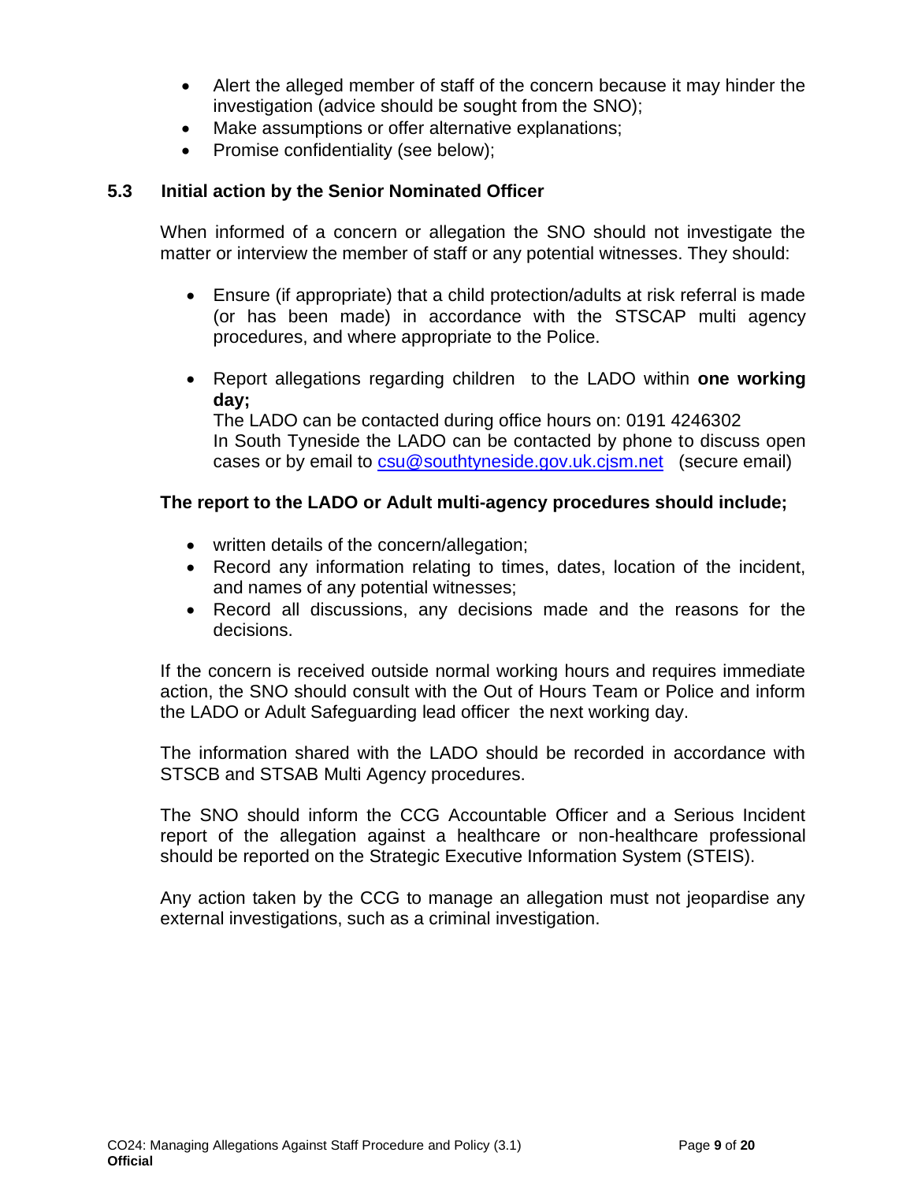- Alert the alleged member of staff of the concern because it may hinder the investigation (advice should be sought from the SNO);
- Make assumptions or offer alternative explanations;
- Promise confidentiality (see below);

### 5.3 Initial action by the Senior Nominated Officer

When informed of a concern or allegation the SNO should not investigate the matter or interview the member of staff or any potential witnesses. They should:

- Ensure (if appropriate) that a child protection/adults at risk referral is made (or has been made) in accordance with the STSCAP multi agency procedures, and where appropriate to the Police.

- Report allegations regarding children to the LADO within **one working day;**
  The LADO can be contacted during office hours on: 0191 4246302
  In South Tyneside the LADO can be contacted by phone to discuss open cases or by email to [csu@southtyneside.gov.uk.cjsm.net](mailto:csu@southtyneside.gov.uk.cjsm.net) (secure email)

**The report to the LADO or Adult multi-agency procedures should include;**

- written details of the concern/allegation;
- Record any information relating to times, dates, location of the incident, and names of any potential witnesses;
- Record all discussions, any decisions made and the reasons for the decisions.

If the concern is received outside normal working hours and requires immediate action, the SNO should consult with the Out of Hours Team or Police and inform the LADO or Adult Safeguarding lead officer the next working day.

The information shared with the LADO should be recorded in accordance with STSCB and STSAB Multi Agency procedures.

The SNO should inform the CCG Accountable Officer and a Serious Incident report of the allegation against a healthcare or non-healthcare professional should be reported on the Strategic Executive Information System (STEIS).

Any action taken by the CCG to manage an allegation must not jeopardise any external investigations, such as a criminal investigation.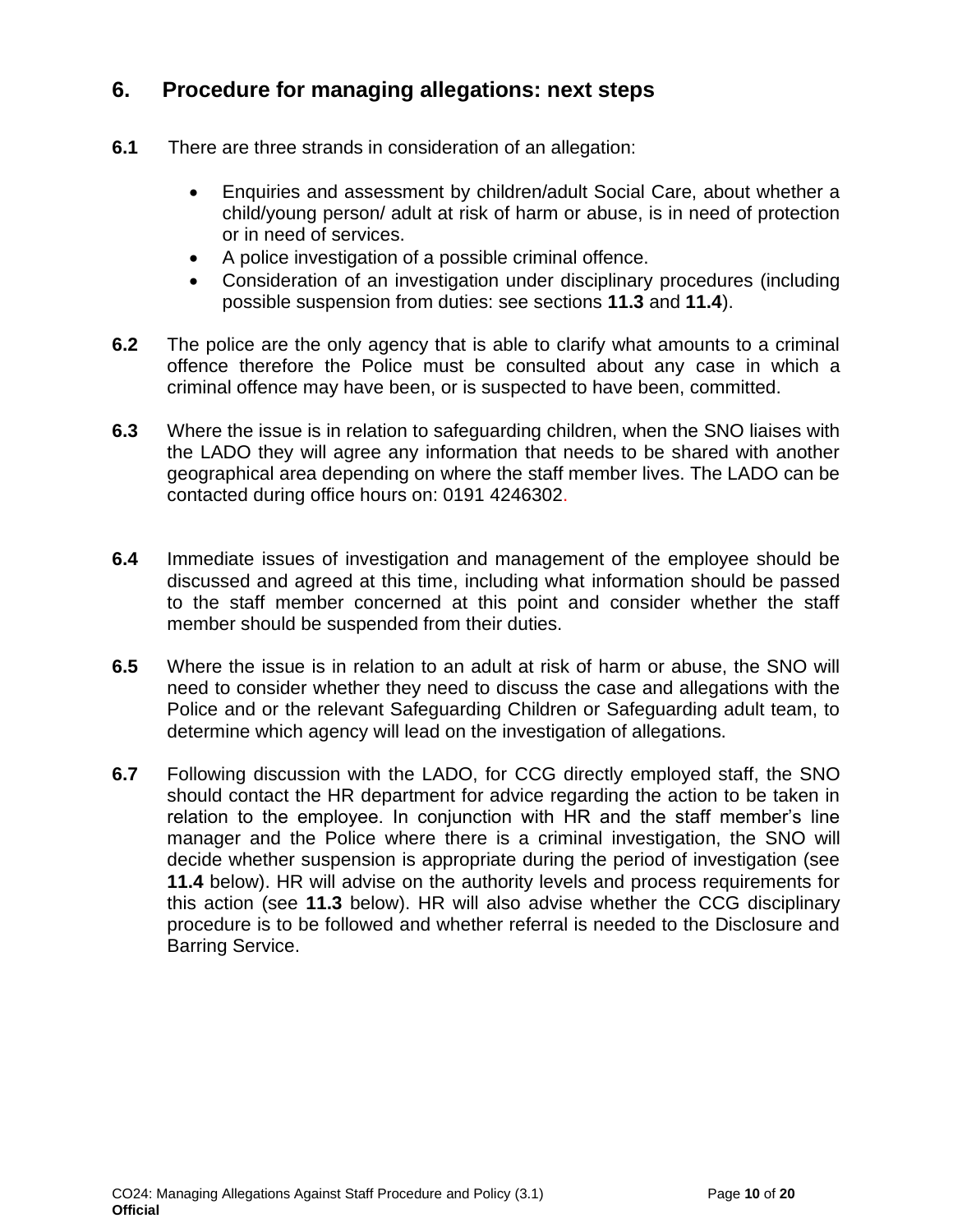## 6. Procedure for managing allegations: next steps

**6.1** There are three strands in consideration of an allegation:

- Enquiries and assessment by children/adult Social Care, about whether a child/young person/ adult at risk of harm or abuse, is in need of protection or in need of services.
- A police investigation of a possible criminal offence.
- Consideration of an investigation under disciplinary procedures (including possible suspension from duties: see sections **11.3** and **11.4**).

**6.2** The police are the only agency that is able to clarify what amounts to a criminal offence therefore the Police must be consulted about any case in which a criminal offence may have been, or is suspected to have been, committed.

**6.3** Where the issue is in relation to safeguarding children, when the SNO liaises with the LADO they will agree any information that needs to be shared with another geographical area depending on where the staff member lives. The LADO can be contacted during office hours on: 0191 4246302.

**6.4** Immediate issues of investigation and management of the employee should be discussed and agreed at this time, including what information should be passed to the staff member concerned at this point and consider whether the staff member should be suspended from their duties.

**6.5** Where the issue is in relation to an adult at risk of harm or abuse, the SNO will need to consider whether they need to discuss the case and allegations with the Police and or the relevant Safeguarding Children or Safeguarding adult team, to determine which agency will lead on the investigation of allegations.

**6.7** Following discussion with the LADO, for CCG directly employed staff, the SNO should contact the HR department for advice regarding the action to be taken in relation to the employee. In conjunction with HR and the staff member's line manager and the Police where there is a criminal investigation, the SNO will decide whether suspension is appropriate during the period of investigation (see **11.4** below). HR will advise on the authority levels and process requirements for this action (see **11.3** below). HR will also advise whether the CCG disciplinary procedure is to be followed and whether referral is needed to the Disclosure and Barring Service.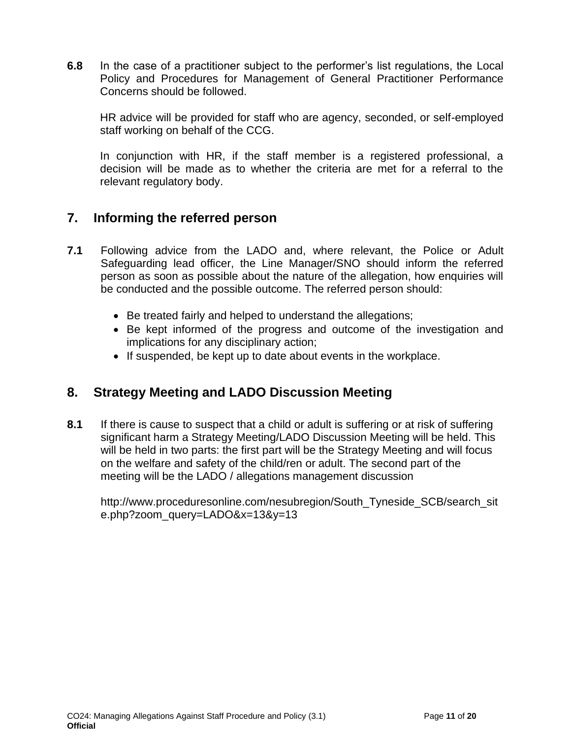**6.8** In the case of a practitioner subject to the performer's list regulations, the Local Policy and Procedures for Management of General Practitioner Performance Concerns should be followed.

HR advice will be provided for staff who are agency, seconded, or self-employed staff working on behalf of the CCG.

In conjunction with HR, if the staff member is a registered professional, a decision will be made as to whether the criteria are met for a referral to the relevant regulatory body.

## 7. Informing the referred person

**7.1** Following advice from the LADO and, where relevant, the Police or Adult Safeguarding lead officer, the Line Manager/SNO should inform the referred person as soon as possible about the nature of the allegation, how enquiries will be conducted and the possible outcome. The referred person should:

- Be treated fairly and helped to understand the allegations;
- Be kept informed of the progress and outcome of the investigation and implications for any disciplinary action;
- If suspended, be kept up to date about events in the workplace.

## 8. Strategy Meeting and LADO Discussion Meeting

**8.1** If there is cause to suspect that a child or adult is suffering or at risk of suffering significant harm a Strategy Meeting/LADO Discussion Meeting will be held. This will be held in two parts: the first part will be the Strategy Meeting and will focus on the welfare and safety of the child/ren or adult. The second part of the meeting will be the LADO / allegations management discussion

http://www.proceduresonline.com/nesubregion/South_Tyneside_SCB/search_site.php?zoom_query=LADO&x=13&y=13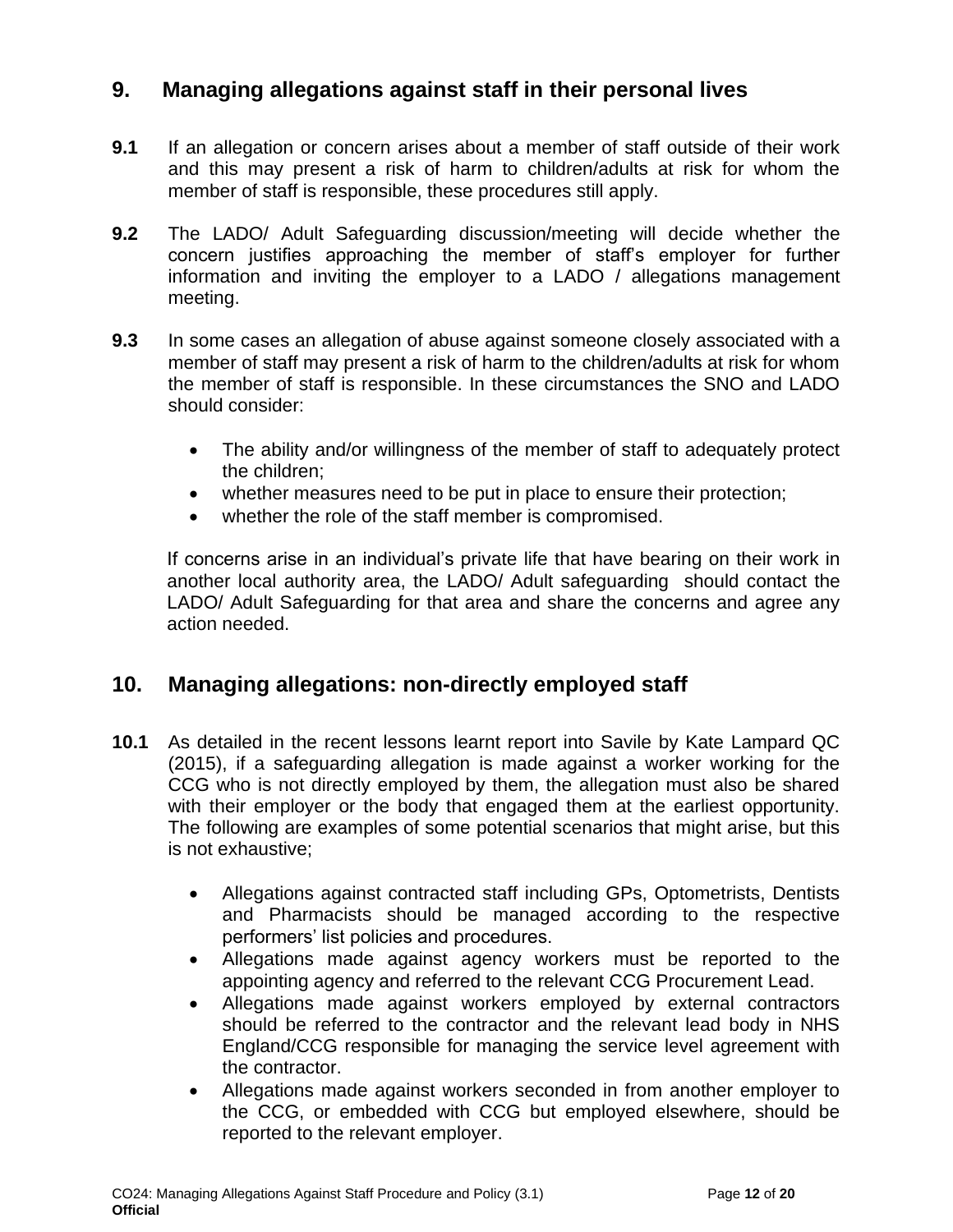## 9. Managing allegations against staff in their personal lives

**9.1** If an allegation or concern arises about a member of staff outside of their work and this may present a risk of harm to children/adults at risk for whom the member of staff is responsible, these procedures still apply.

**9.2** The LADO/ Adult Safeguarding discussion/meeting will decide whether the concern justifies approaching the member of staff's employer for further information and inviting the employer to a LADO / allegations management meeting.

**9.3** In some cases an allegation of abuse against someone closely associated with a member of staff may present a risk of harm to the children/adults at risk for whom the member of staff is responsible. In these circumstances the SNO and LADO should consider:

- The ability and/or willingness of the member of staff to adequately protect the children;
- whether measures need to be put in place to ensure their protection;
- whether the role of the staff member is compromised.

If concerns arise in an individual's private life that have bearing on their work in another local authority area, the LADO/ Adult safeguarding should contact the LADO/ Adult Safeguarding for that area and share the concerns and agree any action needed.

## 10. Managing allegations: non-directly employed staff

**10.1** As detailed in the recent lessons learnt report into Savile by Kate Lampard QC (2015), if a safeguarding allegation is made against a worker working for the CCG who is not directly employed by them, the allegation must also be shared with their employer or the body that engaged them at the earliest opportunity. The following are examples of some potential scenarios that might arise, but this is not exhaustive;

- Allegations against contracted staff including GPs, Optometrists, Dentists and Pharmacists should be managed according to the respective performers' list policies and procedures.
- Allegations made against agency workers must be reported to the appointing agency and referred to the relevant CCG Procurement Lead.
- Allegations made against workers employed by external contractors should be referred to the contractor and the relevant lead body in NHS England/CCG responsible for managing the service level agreement with the contractor.
- Allegations made against workers seconded in from another employer to the CCG, or embedded with CCG but employed elsewhere, should be reported to the relevant employer.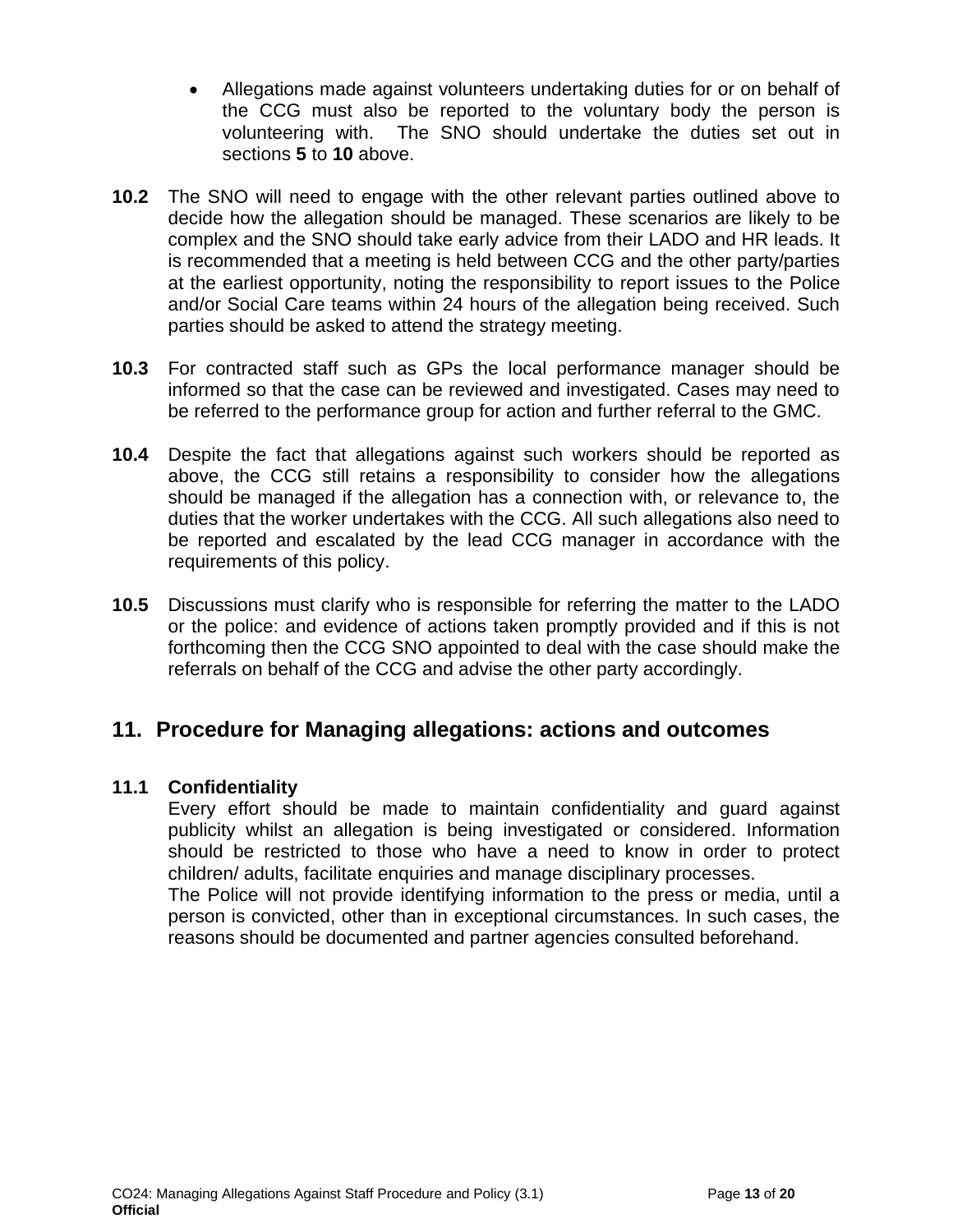- Allegations made against volunteers undertaking duties for or on behalf of the CCG must also be reported to the voluntary body the person is volunteering with. The SNO should undertake the duties set out in sections **5** to **10** above.

**10.2** The SNO will need to engage with the other relevant parties outlined above to decide how the allegation should be managed. These scenarios are likely to be complex and the SNO should take early advice from their LADO and HR leads. It is recommended that a meeting is held between CCG and the other party/parties at the earliest opportunity, noting the responsibility to report issues to the Police and/or Social Care teams within 24 hours of the allegation being received. Such parties should be asked to attend the strategy meeting.

**10.3** For contracted staff such as GPs the local performance manager should be informed so that the case can be reviewed and investigated. Cases may need to be referred to the performance group for action and further referral to the GMC.

**10.4** Despite the fact that allegations against such workers should be reported as above, the CCG still retains a responsibility to consider how the allegations should be managed if the allegation has a connection with, or relevance to, the duties that the worker undertakes with the CCG. All such allegations also need to be reported and escalated by the lead CCG manager in accordance with the requirements of this policy.

**10.5** Discussions must clarify who is responsible for referring the matter to the LADO or the police: and evidence of actions taken promptly provided and if this is not forthcoming then the CCG SNO appointed to deal with the case should make the referrals on behalf of the CCG and advise the other party accordingly.

## 11. Procedure for Managing allegations: actions and outcomes

### 11.1 Confidentiality

Every effort should be made to maintain confidentiality and guard against publicity whilst an allegation is being investigated or considered. Information should be restricted to those who have a need to know in order to protect children/ adults, facilitate enquiries and manage disciplinary processes.

The Police will not provide identifying information to the press or media, until a person is convicted, other than in exceptional circumstances. In such cases, the reasons should be documented and partner agencies consulted beforehand.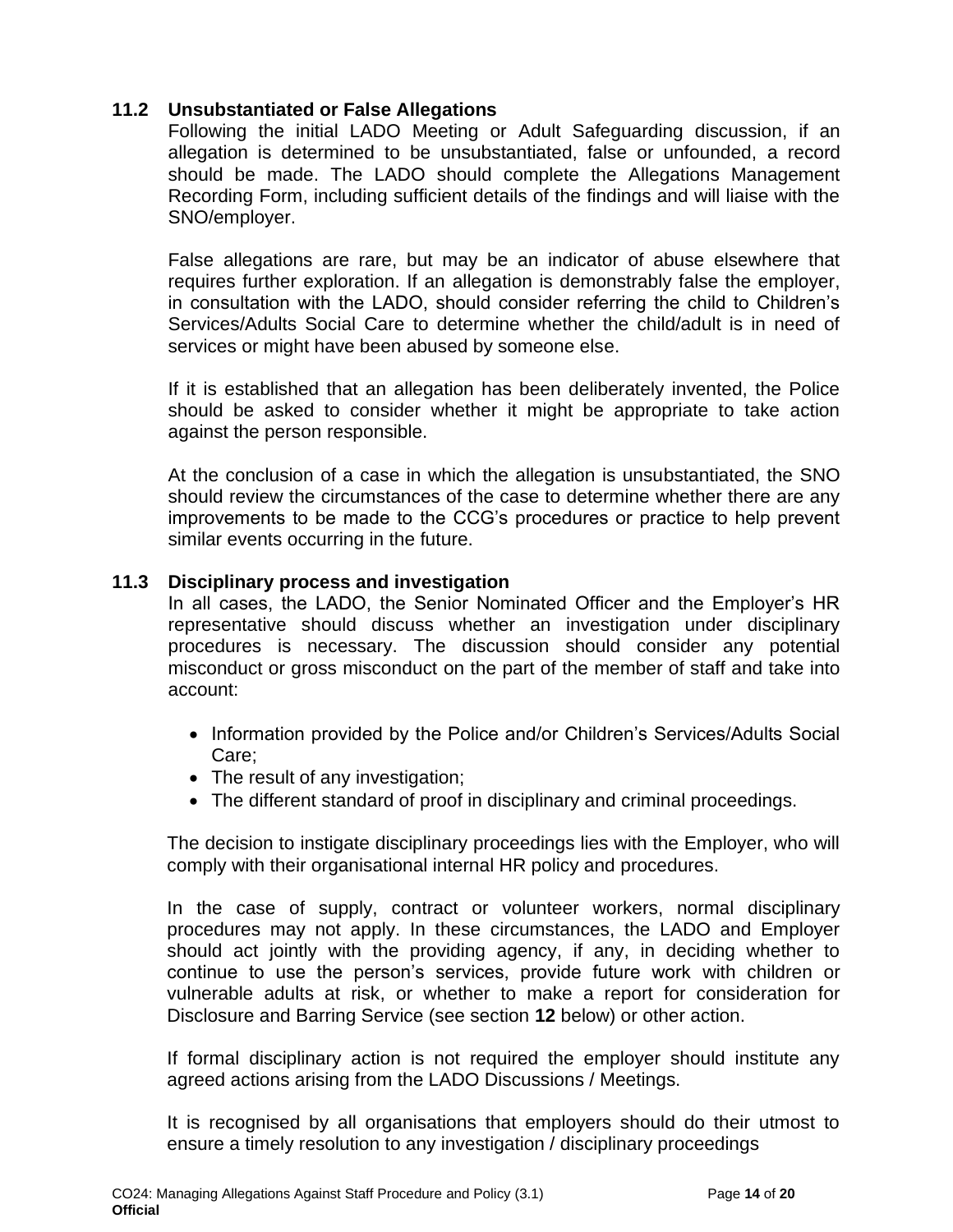### 11.2 Unsubstantiated or False Allegations

Following the initial LADO Meeting or Adult Safeguarding discussion, if an allegation is determined to be unsubstantiated, false or unfounded, a record should be made. The LADO should complete the Allegations Management Recording Form, including sufficient details of the findings and will liaise with the SNO/employer.

False allegations are rare, but may be an indicator of abuse elsewhere that requires further exploration. If an allegation is demonstrably false the employer, in consultation with the LADO, should consider referring the child to Children's Services/Adults Social Care to determine whether the child/adult is in need of services or might have been abused by someone else.

If it is established that an allegation has been deliberately invented, the Police should be asked to consider whether it might be appropriate to take action against the person responsible.

At the conclusion of a case in which the allegation is unsubstantiated, the SNO should review the circumstances of the case to determine whether there are any improvements to be made to the CCG's procedures or practice to help prevent similar events occurring in the future.

### 11.3 Disciplinary process and investigation

In all cases, the LADO, the Senior Nominated Officer and the Employer's HR representative should discuss whether an investigation under disciplinary procedures is necessary. The discussion should consider any potential misconduct or gross misconduct on the part of the member of staff and take into account:

- Information provided by the Police and/or Children's Services/Adults Social Care;
- The result of any investigation;
- The different standard of proof in disciplinary and criminal proceedings.

The decision to instigate disciplinary proceedings lies with the Employer, who will comply with their organisational internal HR policy and procedures.

In the case of supply, contract or volunteer workers, normal disciplinary procedures may not apply. In these circumstances, the LADO and Employer should act jointly with the providing agency, if any, in deciding whether to continue to use the person's services, provide future work with children or vulnerable adults at risk, or whether to make a report for consideration for Disclosure and Barring Service (see section **12** below) or other action.

If formal disciplinary action is not required the employer should institute any agreed actions arising from the LADO Discussions / Meetings.

It is recognised by all organisations that employers should do their utmost to ensure a timely resolution to any investigation / disciplinary proceedings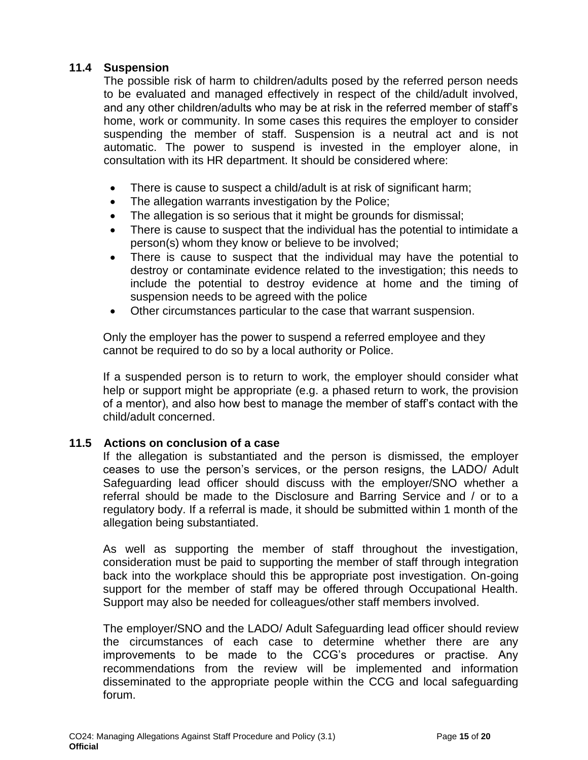### 11.4 Suspension

The possible risk of harm to children/adults posed by the referred person needs to be evaluated and managed effectively in respect of the child/adult involved, and any other children/adults who may be at risk in the referred member of staff's home, work or community. In some cases this requires the employer to consider suspending the member of staff. Suspension is a neutral act and is not automatic. The power to suspend is invested in the employer alone, in consultation with its HR department. It should be considered where:

- There is cause to suspect a child/adult is at risk of significant harm;
- The allegation warrants investigation by the Police;
- The allegation is so serious that it might be grounds for dismissal;
- There is cause to suspect that the individual has the potential to intimidate a person(s) whom they know or believe to be involved;
- There is cause to suspect that the individual may have the potential to destroy or contaminate evidence related to the investigation; this needs to include the potential to destroy evidence at home and the timing of suspension needs to be agreed with the police
- Other circumstances particular to the case that warrant suspension.

Only the employer has the power to suspend a referred employee and they cannot be required to do so by a local authority or Police.

If a suspended person is to return to work, the employer should consider what help or support might be appropriate (e.g. a phased return to work, the provision of a mentor), and also how best to manage the member of staff's contact with the child/adult concerned.

### 11.5 Actions on conclusion of a case

If the allegation is substantiated and the person is dismissed, the employer ceases to use the person's services, or the person resigns, the LADO/ Adult Safeguarding lead officer should discuss with the employer/SNO whether a referral should be made to the Disclosure and Barring Service and / or to a regulatory body. If a referral is made, it should be submitted within 1 month of the allegation being substantiated.

As well as supporting the member of staff throughout the investigation, consideration must be paid to supporting the member of staff through integration back into the workplace should this be appropriate post investigation. On-going support for the member of staff may be offered through Occupational Health. Support may also be needed for colleagues/other staff members involved.

The employer/SNO and the LADO/ Adult Safeguarding lead officer should review the circumstances of each case to determine whether there are any improvements to be made to the CCG's procedures or practise. Any recommendations from the review will be implemented and information disseminated to the appropriate people within the CCG and local safeguarding forum.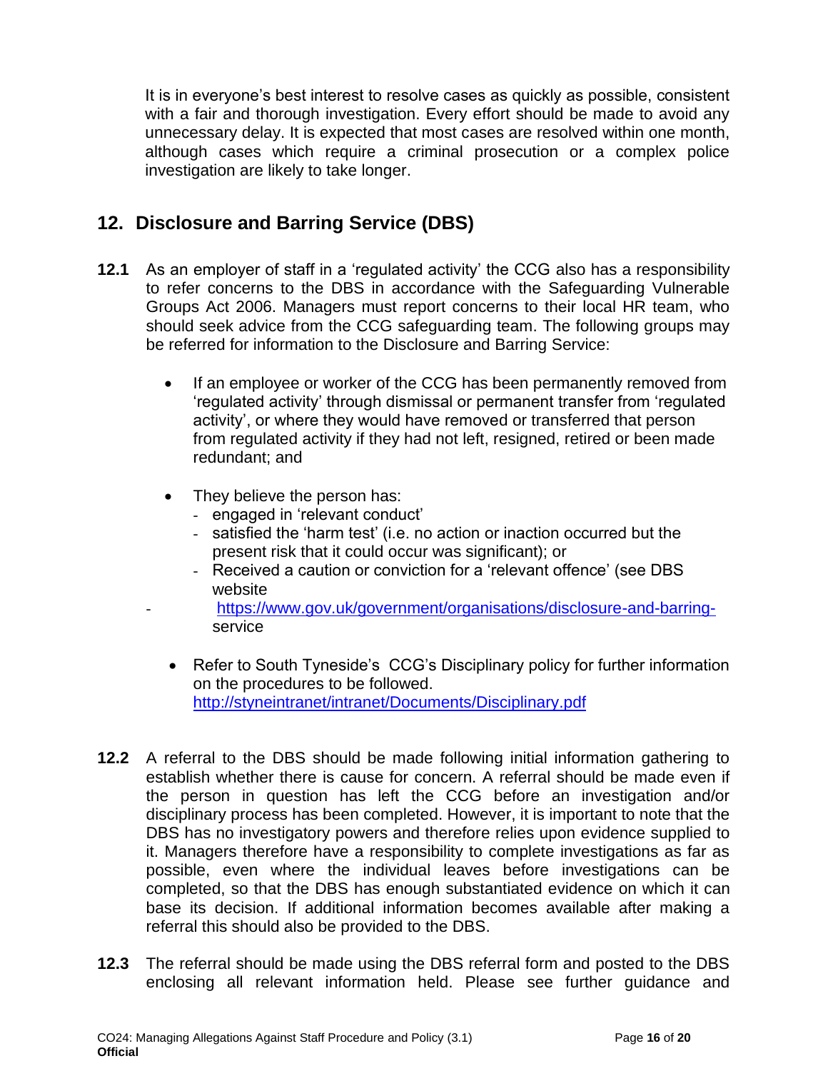It is in everyone's best interest to resolve cases as quickly as possible, consistent with a fair and thorough investigation. Every effort should be made to avoid any unnecessary delay. It is expected that most cases are resolved within one month, although cases which require a criminal prosecution or a complex police investigation are likely to take longer.

## 12. Disclosure and Barring Service (DBS)

**12.1** As an employer of staff in a 'regulated activity' the CCG also has a responsibility to refer concerns to the DBS in accordance with the Safeguarding Vulnerable Groups Act 2006. Managers must report concerns to their local HR team, who should seek advice from the CCG safeguarding team. The following groups may be referred for information to the Disclosure and Barring Service:

- If an employee or worker of the CCG has been permanently removed from 'regulated activity' through dismissal or permanent transfer from 'regulated activity', or where they would have removed or transferred that person from regulated activity if they had not left, resigned, retired or been made redundant; and

- They believe the person has:
  - engaged in 'relevant conduct'
  - satisfied the 'harm test' (i.e. no action or inaction occurred but the present risk that it could occur was significant); or
  - Received a caution or conviction for a 'relevant offence' (see DBS website
  - https://www.gov.uk/government/organisations/disclosure-and-barring-service

- Refer to South Tyneside's CCG's Disciplinary policy for further information on the procedures to be followed. http://styneintranet/intranet/Documents/Disciplinary.pdf

**12.2** A referral to the DBS should be made following initial information gathering to establish whether there is cause for concern. A referral should be made even if the person in question has left the CCG before an investigation and/or disciplinary process has been completed. However, it is important to note that the DBS has no investigatory powers and therefore relies upon evidence supplied to it. Managers therefore have a responsibility to complete investigations as far as possible, even where the individual leaves before investigations can be completed, so that the DBS has enough substantiated evidence on which it can base its decision. If additional information becomes available after making a referral this should also be provided to the DBS.

**12.3** The referral should be made using the DBS referral form and posted to the DBS enclosing all relevant information held. Please see further guidance and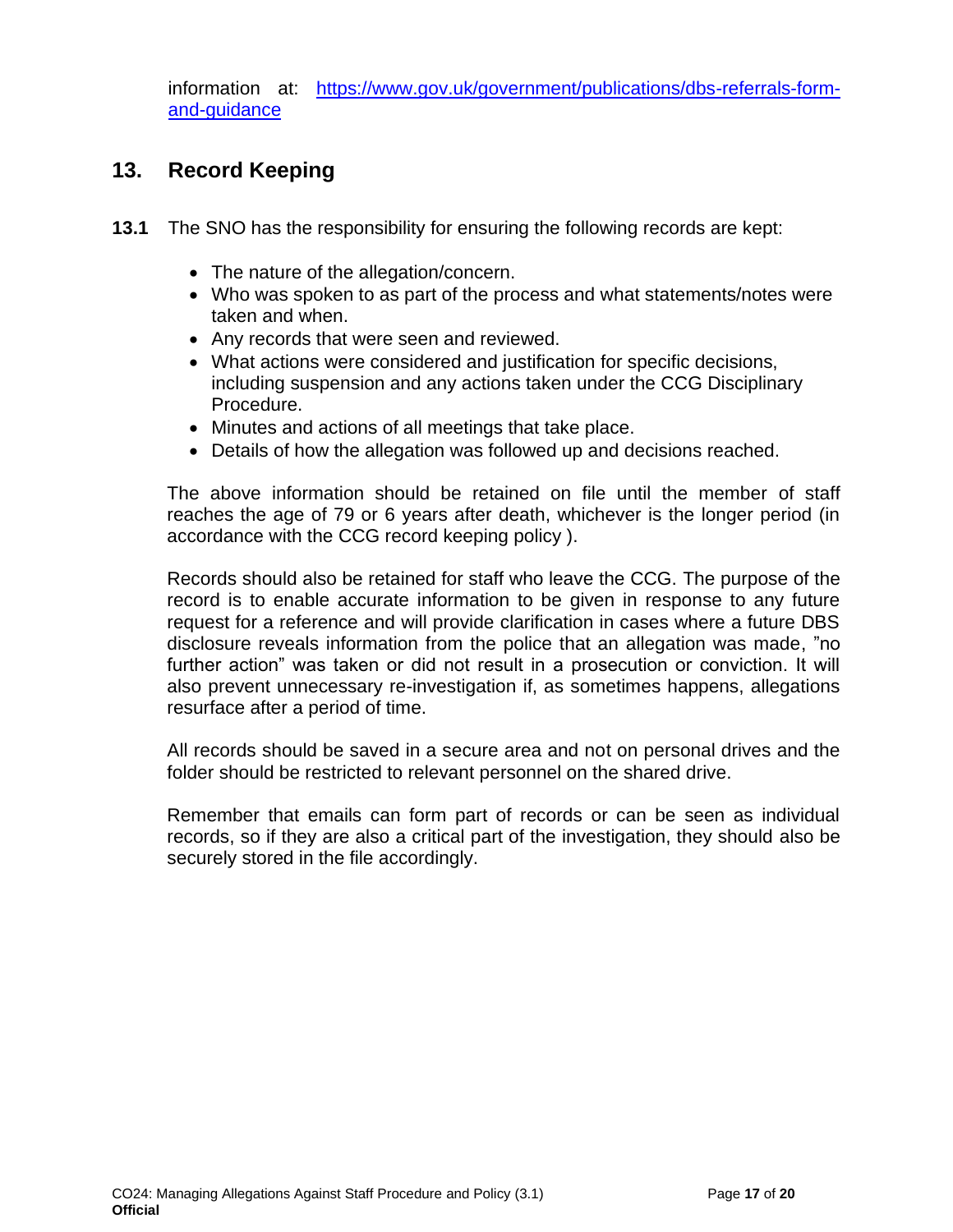information at: [https://www.gov.uk/government/publications/dbs-referrals-form-and-guidance](https://www.gov.uk/government/publications/dbs-referrals-form-and-guidance)

## 13. Record Keeping

**13.1** The SNO has the responsibility for ensuring the following records are kept:

- The nature of the allegation/concern.
- Who was spoken to as part of the process and what statements/notes were taken and when.
- Any records that were seen and reviewed.
- What actions were considered and justification for specific decisions, including suspension and any actions taken under the CCG Disciplinary Procedure.
- Minutes and actions of all meetings that take place.
- Details of how the allegation was followed up and decisions reached.

The above information should be retained on file until the member of staff reaches the age of 79 or 6 years after death, whichever is the longer period (in accordance with the CCG record keeping policy ).

Records should also be retained for staff who leave the CCG. The purpose of the record is to enable accurate information to be given in response to any future request for a reference and will provide clarification in cases where a future DBS disclosure reveals information from the police that an allegation was made, "no further action" was taken or did not result in a prosecution or conviction. It will also prevent unnecessary re-investigation if, as sometimes happens, allegations resurface after a period of time.

All records should be saved in a secure area and not on personal drives and the folder should be restricted to relevant personnel on the shared drive.

Remember that emails can form part of records or can be seen as individual records, so if they are also a critical part of the investigation, they should also be securely stored in the file accordingly.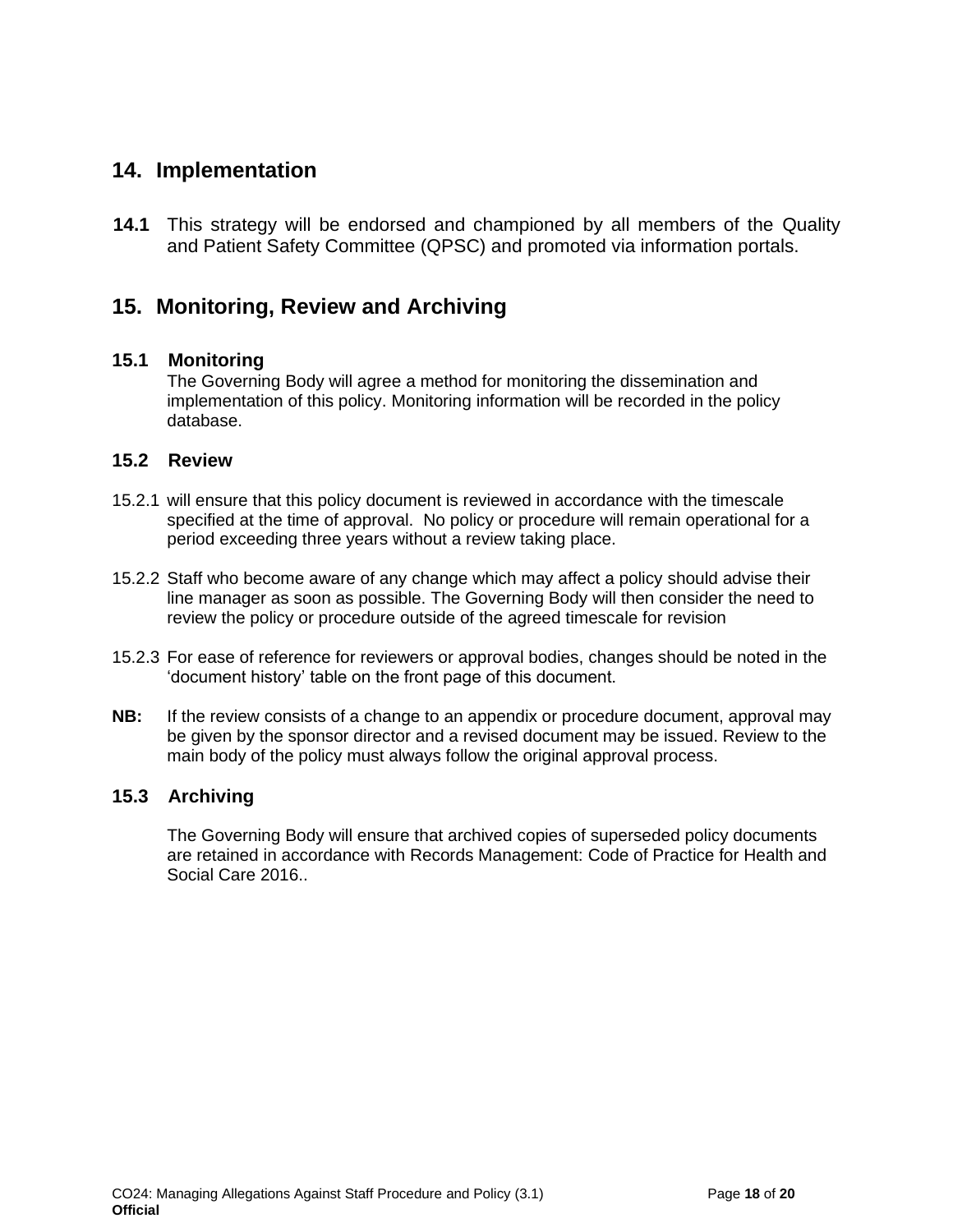## 14. Implementation

**14.1** This strategy will be endorsed and championed by all members of the Quality and Patient Safety Committee (QPSC) and promoted via information portals.

## 15. Monitoring, Review and Archiving

### 15.1 Monitoring

The Governing Body will agree a method for monitoring the dissemination and implementation of this policy. Monitoring information will be recorded in the policy database.

### 15.2 Review

15.2.1 will ensure that this policy document is reviewed in accordance with the timescale specified at the time of approval. No policy or procedure will remain operational for a period exceeding three years without a review taking place.

15.2.2 Staff who become aware of any change which may affect a policy should advise their line manager as soon as possible. The Governing Body will then consider the need to review the policy or procedure outside of the agreed timescale for revision

15.2.3 For ease of reference for reviewers or approval bodies, changes should be noted in the 'document history' table on the front page of this document.

**NB:** If the review consists of a change to an appendix or procedure document, approval may be given by the sponsor director and a revised document may be issued. Review to the main body of the policy must always follow the original approval process.

### 15.3 Archiving

The Governing Body will ensure that archived copies of superseded policy documents are retained in accordance with Records Management: Code of Practice for Health and Social Care 2016..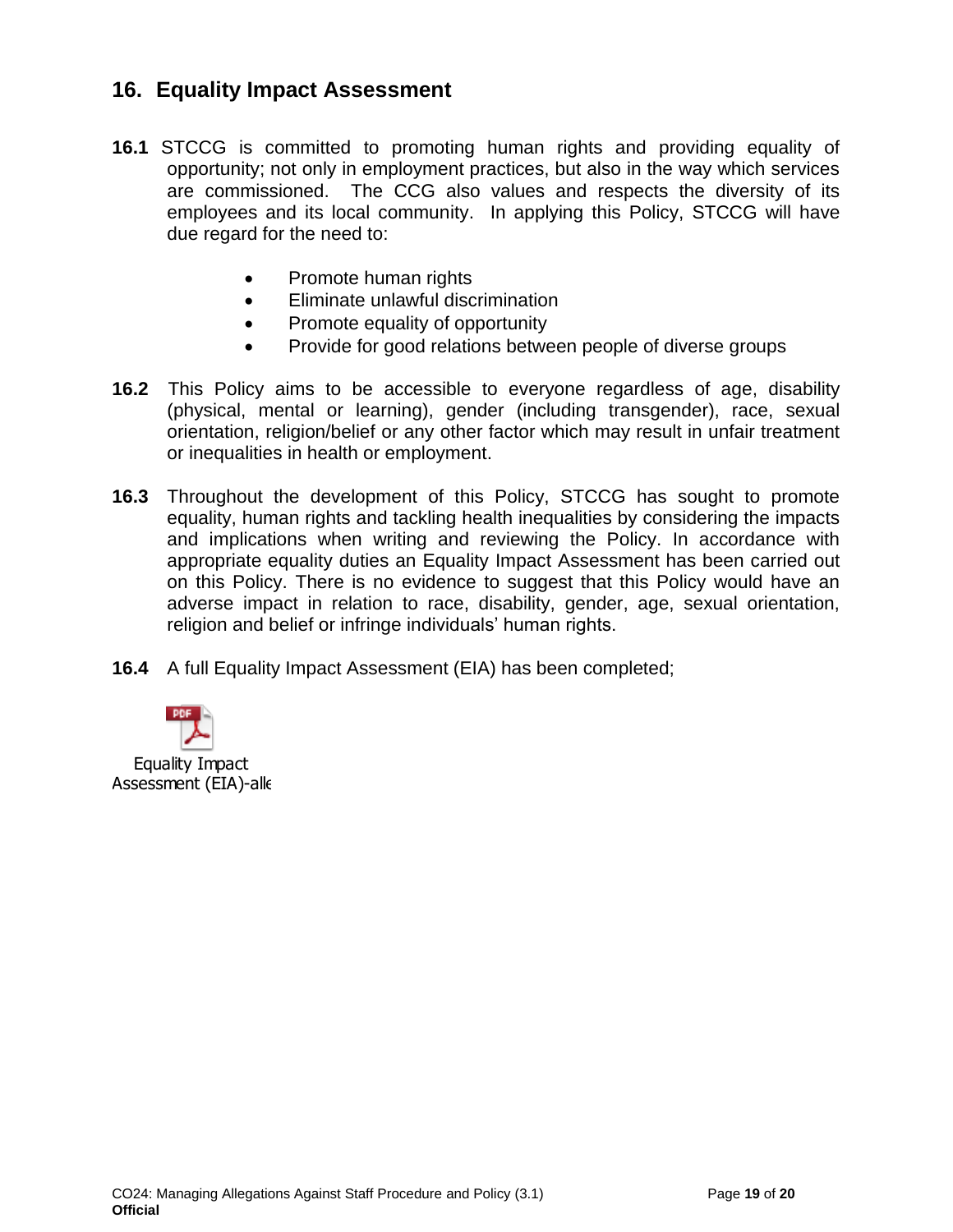## 16. Equality Impact Assessment

**16.1** STCCG is committed to promoting human rights and providing equality of opportunity; not only in employment practices, but also in the way which services are commissioned. The CCG also values and respects the diversity of its employees and its local community. In applying this Policy, STCCG will have due regard for the need to:

- Promote human rights
- Eliminate unlawful discrimination
- Promote equality of opportunity
- Provide for good relations between people of diverse groups

**16.2** This Policy aims to be accessible to everyone regardless of age, disability (physical, mental or learning), gender (including transgender), race, sexual orientation, religion/belief or any other factor which may result in unfair treatment or inequalities in health or employment.

**16.3** Throughout the development of this Policy, STCCG has sought to promote equality, human rights and tackling health inequalities by considering the impacts and implications when writing and reviewing the Policy. In accordance with appropriate equality duties an Equality Impact Assessment has been carried out on this Policy. There is no evidence to suggest that this Policy would have an adverse impact in relation to race, disability, gender, age, sexual orientation, religion and belief or infringe individuals' human rights.

**16.4** A full Equality Impact Assessment (EIA) has been completed;

Equality Impact Assessment (EIA)-alle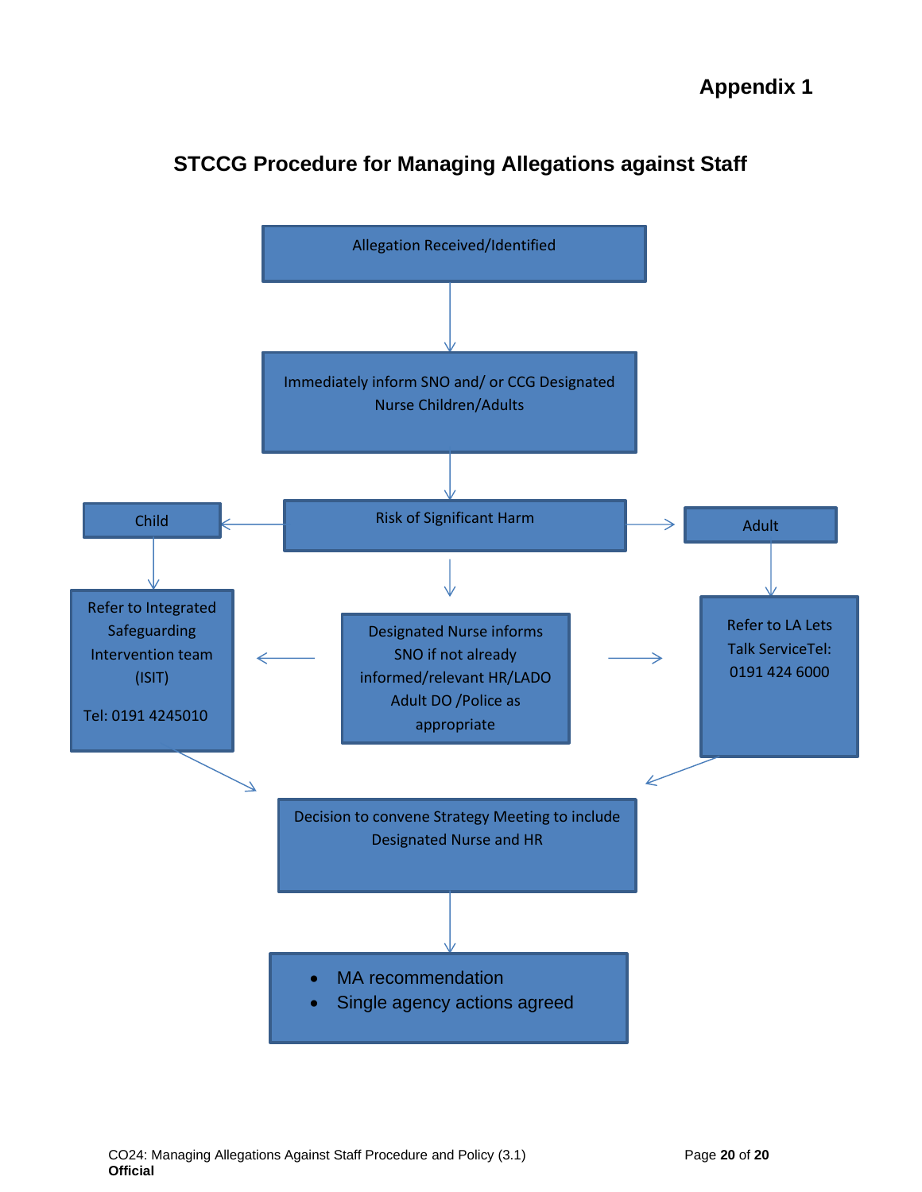# Appendix 1

## STCCG Procedure for Managing Allegations against Staff

Allegation Received/Identified

Immediately inform SNO and/ or CCG Designated Nurse Children/Adults

Risk of Significant Harm

Child

Adult

Refer to Integrated Safeguarding Intervention team (ISIT)

Tel: 0191 4245010

Designated Nurse informs SNO if not already informed/relevant HR/LADO Adult DO /Police as appropriate

Refer to LA Lets Talk ServiceTel: 0191 424 6000

Decision to convene Strategy Meeting to include Designated Nurse and HR

- MA recommendation
- Single agency actions agreed

CO24: Managing Allegations Against Staff Procedure and Policy (3.1)
**Official**